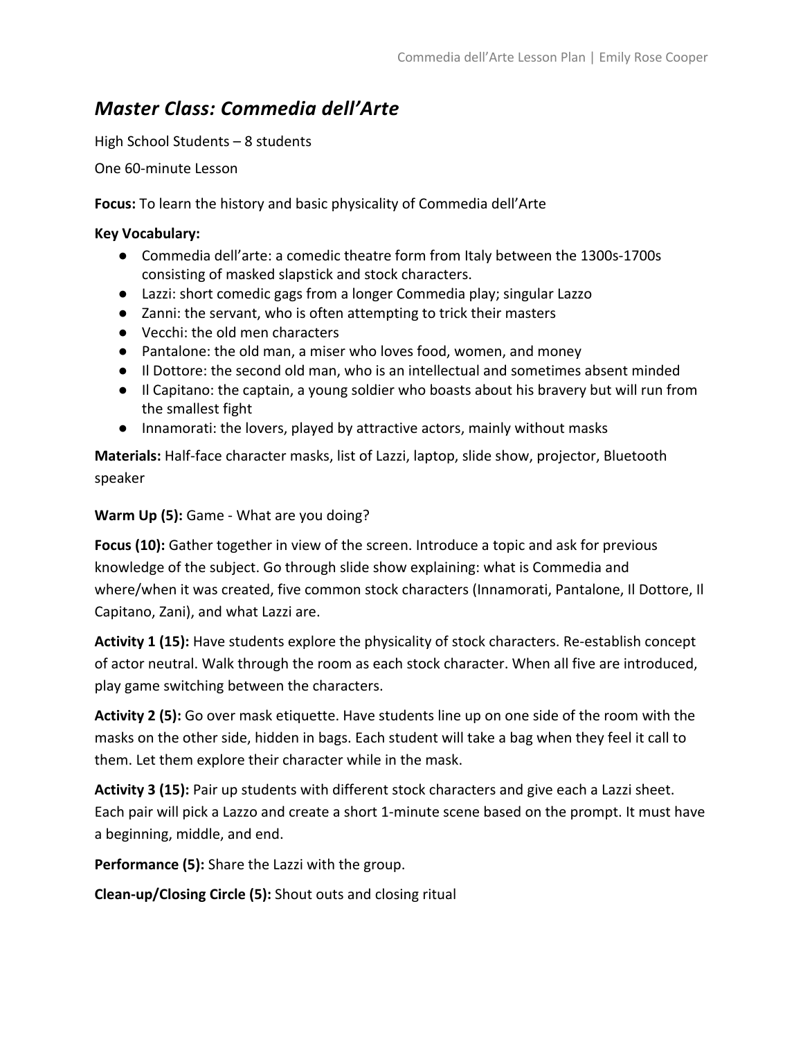## *Master Class: Commedia dell'Arte*

High School Students – 8 students

One 60-minute Lesson

**Focus:** To learn the history and basic physicality of Commedia dell'Arte

**Key Vocabulary:**

- Commedia dell'arte: a comedic theatre form from Italy between the 1300s-1700s consisting of masked slapstick and stock characters.
- Lazzi: short comedic gags from a longer Commedia play; singular Lazzo
- Zanni: the servant, who is often attempting to trick their masters
- Vecchi: the old men characters
- Pantalone: the old man, a miser who loves food, women, and money
- Il Dottore: the second old man, who is an intellectual and sometimes absent minded
- Il Capitano: the captain, a young soldier who boasts about his bravery but will run from the smallest fight
- Innamorati: the lovers, played by attractive actors, mainly without masks

**Materials:** Half-face character masks, list of Lazzi, laptop, slide show, projector, Bluetooth speaker

**Warm Up (5):** Game - What are you doing?

**Focus (10):** Gather together in view of the screen. Introduce a topic and ask for previous knowledge of the subject. Go through slide show explaining: what is Commedia and where/when it was created, five common stock characters (Innamorati, Pantalone, Il Dottore, Il Capitano, Zani), and what Lazzi are.

**Activity 1 (15):** Have students explore the physicality of stock characters. Re-establish concept of actor neutral. Walk through the room as each stock character. When all five are introduced, play game switching between the characters.

**Activity 2 (5):** Go over mask etiquette. Have students line up on one side of the room with the masks on the other side, hidden in bags. Each student will take a bag when they feel it call to them. Let them explore their character while in the mask.

**Activity 3 (15):** Pair up students with different stock characters and give each a Lazzi sheet. Each pair will pick a Lazzo and create a short 1-minute scene based on the prompt. It must have a beginning, middle, and end.

**Performance (5):** Share the Lazzi with the group.

**Clean-up/Closing Circle (5):** Shout outs and closing ritual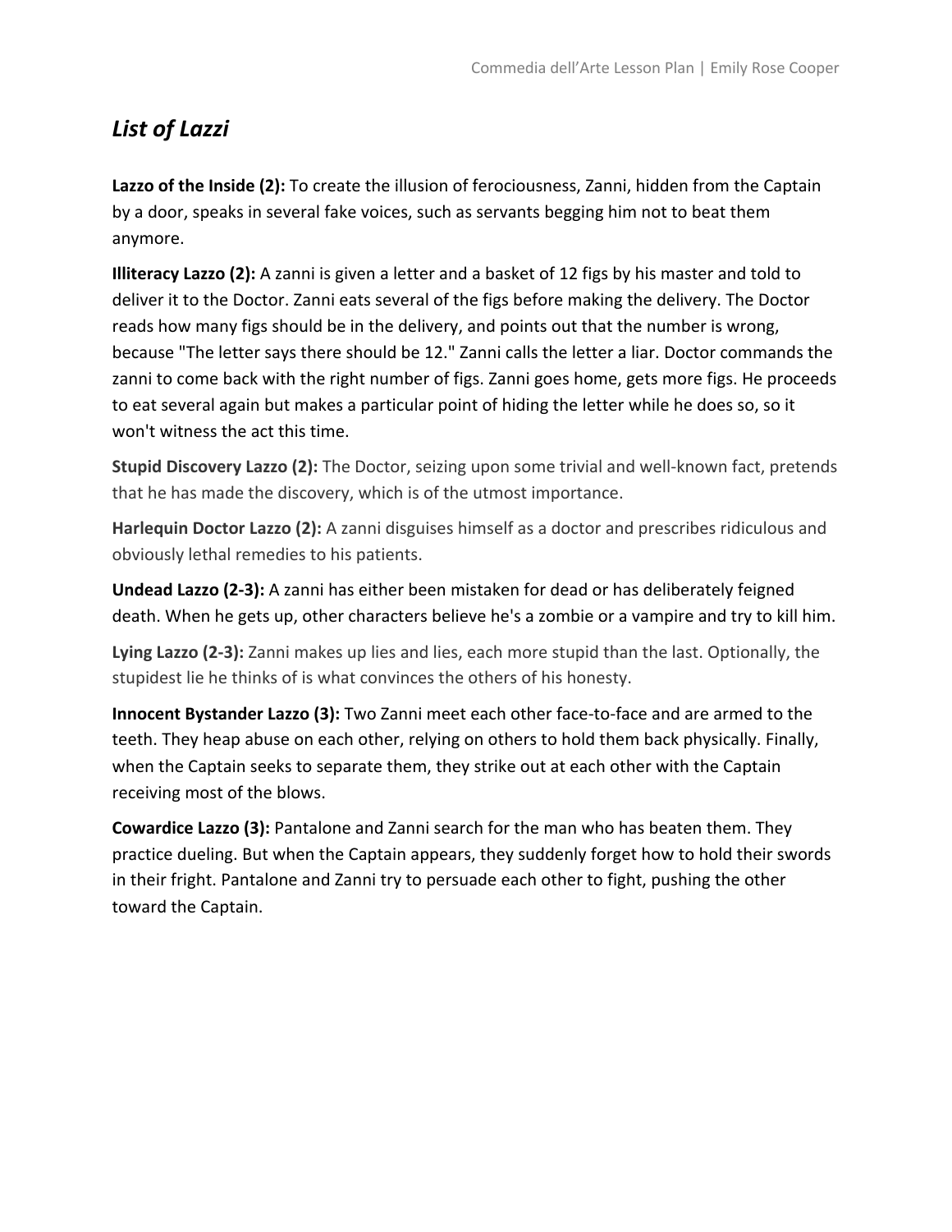## *List of Lazzi*

**Lazzo of the Inside (2):** To create the illusion of ferociousness, Zanni, hidden from the Captain by a door, speaks in several fake voices, such as servants begging him not to beat them anymore.

**Illiteracy Lazzo (2):** A zanni is given a letter and a basket of 12 figs by his master and told to deliver it to the Doctor. Zanni eats several of the figs before making the delivery. The Doctor reads how many figs should be in the delivery, and points out that the number is wrong, because "The letter says there should be 12." Zanni calls the letter a liar. Doctor commands the zanni to come back with the right number of figs. Zanni goes home, gets more figs. He proceeds to eat several again but makes a particular point of hiding the letter while he does so, so it won't witness the act this time.

**Stupid Discovery Lazzo (2):** The Doctor, seizing upon some trivial and well-known fact, pretends that he has made the discovery, which is of the utmost importance.

**Harlequin Doctor Lazzo (2):** A zanni disguises himself as a doctor and prescribes ridiculous and obviously lethal remedies to his patients.

**Undead Lazzo (2-3):** A zanni has either been mistaken for dead or has deliberately feigned death. When he gets up, other characters believe he's a zombie or a vampire and try to kill him.

**Lying Lazzo (2-3):** Zanni makes up lies and lies, each more stupid than the last. Optionally, the stupidest lie he thinks of is what convinces the others of his honesty.

**Innocent Bystander Lazzo (3):** Two Zanni meet each other face-to-face and are armed to the teeth. They heap abuse on each other, relying on others to hold them back physically. Finally, when the Captain seeks to separate them, they strike out at each other with the Captain receiving most of the blows.

**Cowardice Lazzo (3):** Pantalone and Zanni search for the man who has beaten them. They practice dueling. But when the Captain appears, they suddenly forget how to hold their swords in their fright. Pantalone and Zanni try to persuade each other to fight, pushing the other toward the Captain.